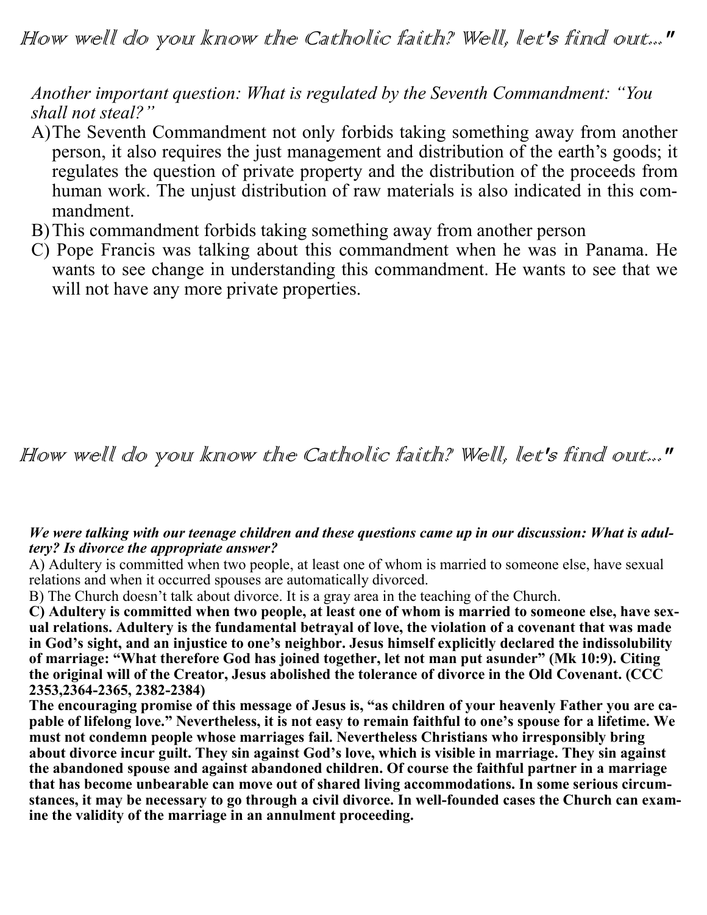## How well do you know the Catholic faith? Well, let's find out..."

*Another important question: What is regulated by the Seventh Commandment: "You shall not steal?"*

A) The Seventh Commandment not only forbids taking something away from another person, it also requires the just management and distribution of the earth's goods; it regulates the question of private property and the distribution of the proceeds from human work. The unjust distribution of raw materials is also indicated in this commandment.

B) This commandment forbids taking something away from another person

C) Pope Francis was talking about this commandment when he was in Panama. He wants to see change in understanding this commandment. He wants to see that we will not have any more private properties.

## How well do you know the Catholic faith? Well, let's find out..."

***We were talking with our teenage children and these questions came up in our discussion: What is adultery? Is divorce the appropriate answer?***

A) Adultery is committed when two people, at least one of whom is married to someone else, have sexual relations and when it occurred spouses are automatically divorced.

B) The Church doesn't talk about divorce. It is a gray area in the teaching of the Church.

**C) Adultery is committed when two people, at least one of whom is married to someone else, have sexual relations. Adultery is the fundamental betrayal of love, the violation of a covenant that was made in God's sight, and an injustice to one's neighbor. Jesus himself explicitly declared the indissolubility of marriage: "What therefore God has joined together, let not man put asunder" (Mk 10:9). Citing the original will of the Creator, Jesus abolished the tolerance of divorce in the Old Covenant. (CCC 2353,2364-2365, 2382-2384)**

**The encouraging promise of this message of Jesus is, "as children of your heavenly Father you are capable of lifelong love." Nevertheless, it is not easy to remain faithful to one's spouse for a lifetime. We must not condemn people whose marriages fail. Nevertheless Christians who irresponsibly bring about divorce incur guilt. They sin against God's love, which is visible in marriage. They sin against the abandoned spouse and against abandoned children. Of course the faithful partner in a marriage that has become unbearable can move out of shared living accommodations. In some serious circumstances, it may be necessary to go through a civil divorce. In well-founded cases the Church can examine the validity of the marriage in an annulment proceeding.**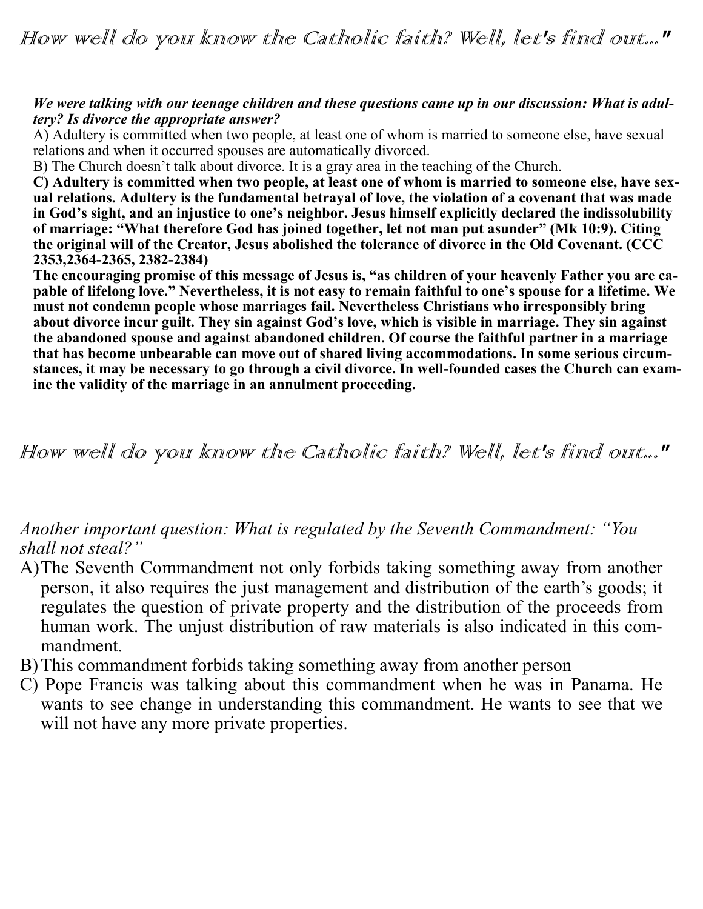## How well do you know the Catholic faith? Well, let's find out..."

***We were talking with our teenage children and these questions came up in our discussion: What is adultery? Is divorce the appropriate answer?***

A) Adultery is committed when two people, at least one of whom is married to someone else, have sexual relations and when it occurred spouses are automatically divorced.

B) The Church doesn't talk about divorce. It is a gray area in the teaching of the Church.

**C) Adultery is committed when two people, at least one of whom is married to someone else, have sexual relations. Adultery is the fundamental betrayal of love, the violation of a covenant that was made in God's sight, and an injustice to one's neighbor. Jesus himself explicitly declared the indissolubility of marriage: "What therefore God has joined together, let not man put asunder" (Mk 10:9). Citing the original will of the Creator, Jesus abolished the tolerance of divorce in the Old Covenant. (CCC 2353,2364-2365, 2382-2384)**

**The encouraging promise of this message of Jesus is, "as children of your heavenly Father you are capable of lifelong love." Nevertheless, it is not easy to remain faithful to one's spouse for a lifetime. We must not condemn people whose marriages fail. Nevertheless Christians who irresponsibly bring about divorce incur guilt. They sin against God's love, which is visible in marriage. They sin against the abandoned spouse and against abandoned children. Of course the faithful partner in a marriage that has become unbearable can move out of shared living accommodations. In some serious circumstances, it may be necessary to go through a civil divorce. In well-founded cases the Church can examine the validity of the marriage in an annulment proceeding.**

## How well do you know the Catholic faith? Well, let's find out..."

*Another important question: What is regulated by the Seventh Commandment: "You shall not steal?"*

A) The Seventh Commandment not only forbids taking something away from another person, it also requires the just management and distribution of the earth's goods; it regulates the question of private property and the distribution of the proceeds from human work. The unjust distribution of raw materials is also indicated in this commandment.

B) This commandment forbids taking something away from another person

C) Pope Francis was talking about this commandment when he was in Panama. He wants to see change in understanding this commandment. He wants to see that we will not have any more private properties.